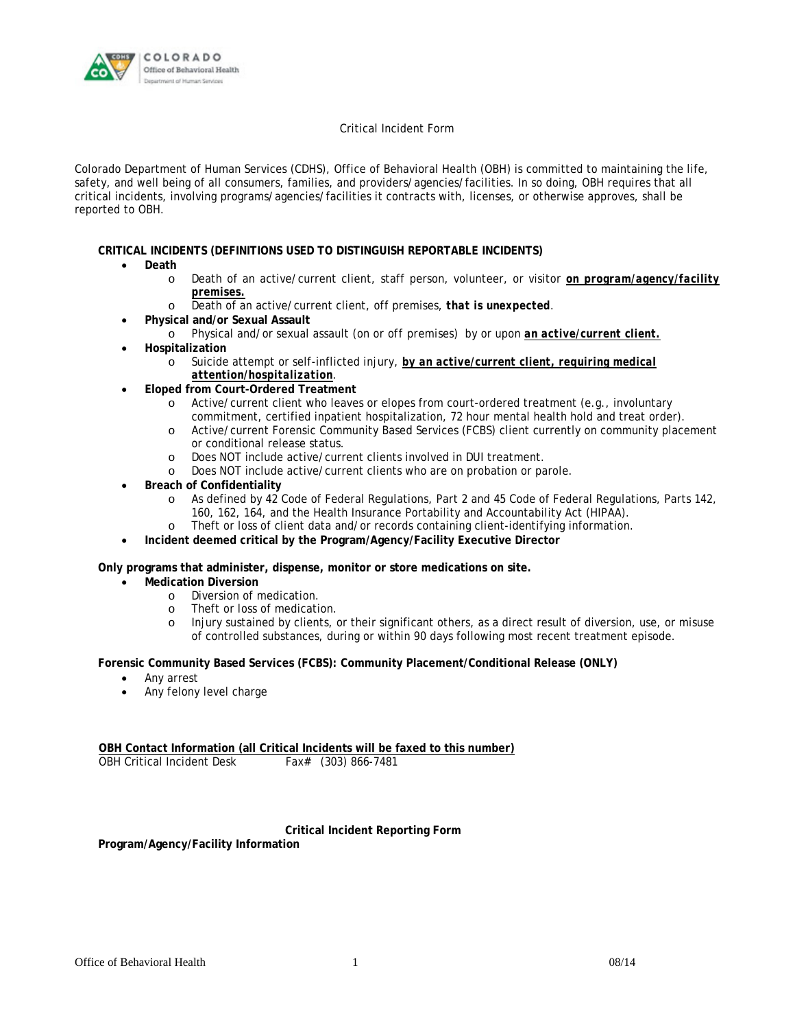Critical Incident Form

Colorado Department of Human Services (CDHS), Office of Behavioral Health (OBH) is committed to maintaining the life, safety, and well being of all consumers, families, and providers/agencies/facilities. In so doing, OBH requires that all critical incidents, involving programs/agencies/facilities it contracts with, licenses, or otherwise approves, shall be reported to OBH.

**CRITICAL INCIDENTS (DEFINITIONS USED TO DISTINGUISH REPORTABLE INCIDENTS)**

- **Death**
  - Death of an active/current client, staff person, volunteer, or visitor ***on program/agency/facility premises.***
  - Death of an active/current client, off premises, ***that is unexpected***.
- **Physical and/or Sexual Assault**
  - Physical and/or sexual assault (on or off premises) by or upon ***an active/current client.***
- **Hospitalization**
  - Suicide attempt or self-inflicted injury, ***by an active/current client, requiring medical attention/hospitalization***.
- **Eloped from Court-Ordered Treatment**
  - Active/current client who leaves or elopes from court-ordered treatment (e.g., involuntary commitment, certified inpatient hospitalization, 72 hour mental health hold and treat order).
  - Active/current Forensic Community Based Services (FCBS) client currently on community placement or conditional release status.
  - Does NOT include active/current clients involved in DUI treatment.
  - Does NOT include active/current clients who are on probation or parole.
- **Breach of Confidentiality**
  - As defined by 42 Code of Federal Regulations, Part 2 and 45 Code of Federal Regulations, Parts 142, 160, 162, 164, and the Health Insurance Portability and Accountability Act (HIPAA).
  - Theft or loss of client data and/or records containing client-identifying information.
- **Incident deemed critical by the Program/Agency/Facility Executive Director**

**Only programs that administer, dispense, monitor or store medications on site.**

- **Medication Diversion**
  - Diversion of medication.
  - Theft or loss of medication.
  - Injury sustained by clients, or their significant others, as a direct result of diversion, use, or misuse of controlled substances, during or within 90 days following most recent treatment episode.

**Forensic Community Based Services (FCBS): Community Placement/Conditional Release (ONLY)**

- Any arrest
- Any felony level charge

**OBH Contact Information (all Critical Incidents will be faxed to this number)**

OBH Critical Incident Desk Fax# (303) 866-7481

**Critical Incident Reporting Form**

**Program/Agency/Facility Information**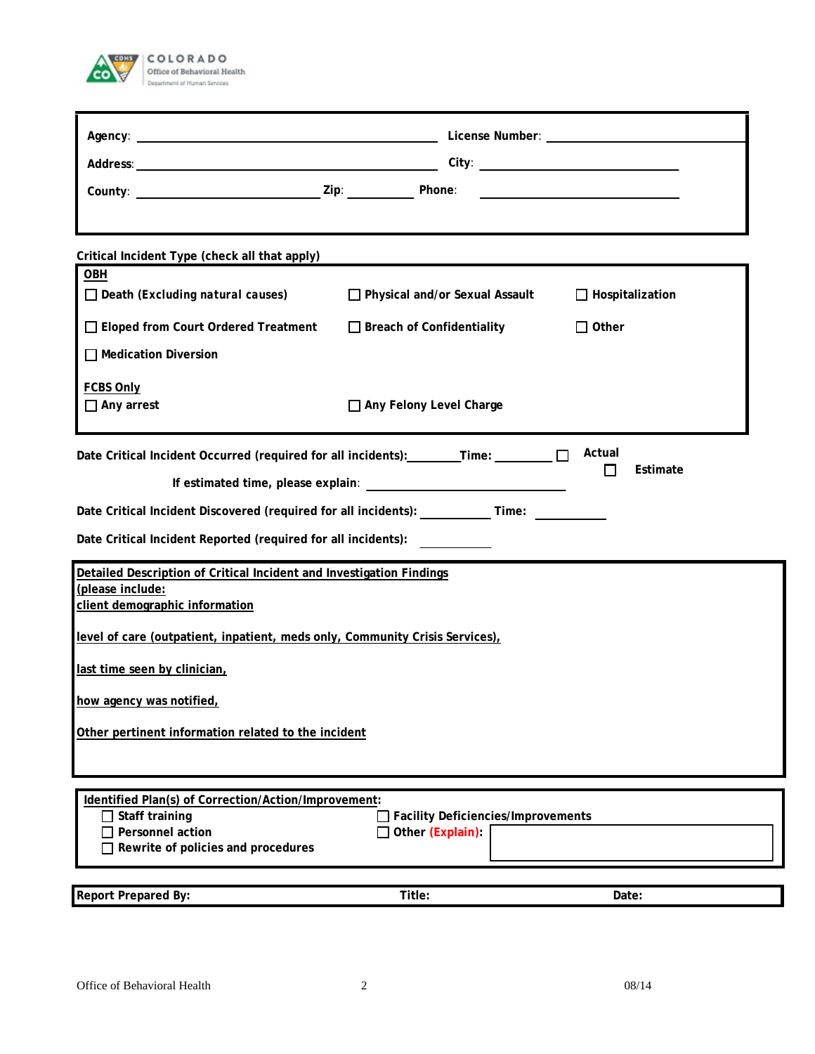COLORADO
Office of Behavioral Health
Department of Human Services

**Agency**: ______________________________ **License Number**: ______________________

**Address**: ______________________________ **City**: ______________________

**County**: ____________________ **Zip**: __________ **Phone**: ______________________

**Critical Incident Type (check all that apply)**

**OBH**

- ☐ **Death (Excluding natural causes)**
- ☐ **Physical and/or Sexual Assault**
- ☐ **Hospitalization**
- ☐ **Eloped from Court Ordered Treatment**
- ☐ **Breach of Confidentiality**
- ☐ **Other**
- ☐ **Medication Diversion**

**FCBS Only**

- ☐ **Any arrest**
- ☐ **Any Felony Level Charge**

**Date Critical Incident Occurred (required for all incidents):**________ **Time:** ________ ☐ **Actual** ☐ **Estimate**

**If estimated time, please explain**: ______________________________

**Date Critical Incident Discovered (required for all incidents):** __________ **Time:** __________

**Date Critical Incident Reported (required for all incidents):** __________

**Detailed Description of Critical Incident and Investigation Findings**
**(please include:**
**client demographic information**

**level of care (outpatient, inpatient, meds only, Community Crisis Services),**

**last time seen by clinician,**

**how agency was notified,**

**Other pertinent information related to the incident**

**Identified Plan(s) of Correction/Action/Improvement:**

- ☐ **Staff training**
- ☐ **Personnel action**
- ☐ **Rewrite of policies and procedures**
- ☐ **Facility Deficiencies/Improvements**
- ☐ **Other (Explain):**

**Report Prepared By:** **Title:** **Date:**

Office of Behavioral Health 08/14